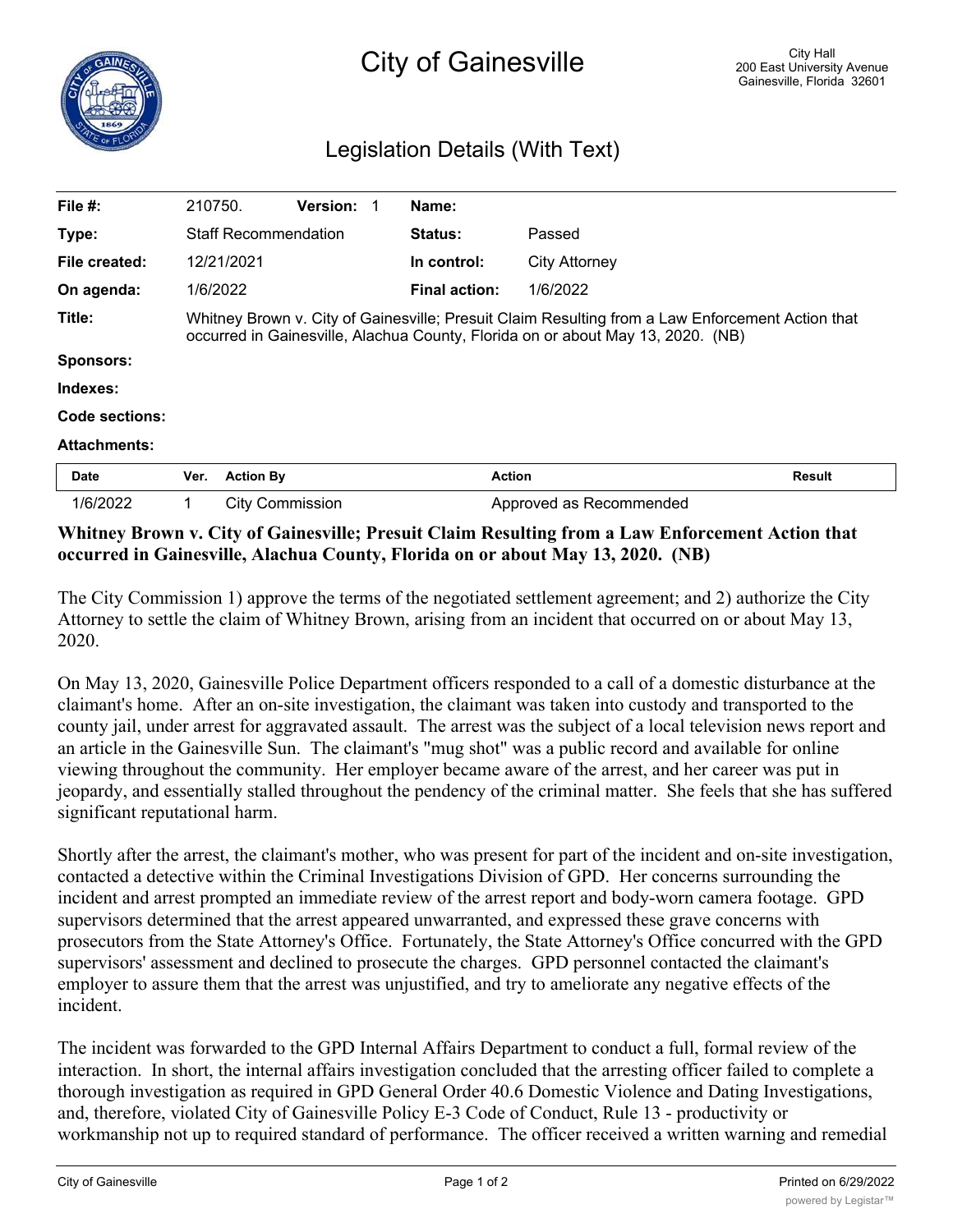# City of Gainesville

City Hall
200 East University Avenue
Gainesville, Florida 32601

## Legislation Details (With Text)

| | | | |
|---|---|---|---|
| **File #:** | 210750. **Version:** 1 | **Name:** | |
| **Type:** | Staff Recommendation | **Status:** | Passed |
| **File created:** | 12/21/2021 | **In control:** | City Attorney |
| **On agenda:** | 1/6/2022 | **Final action:** | 1/6/2022 |
| **Title:** | Whitney Brown v. City of Gainesville; Presuit Claim Resulting from a Law Enforcement Action that occurred in Gainesville, Alachua County, Florida on or about May 13, 2020. (NB) | | |
| **Sponsors:** | | | |
| **Indexes:** | | | |
| **Code sections:** | | | |
| **Attachments:** | | | |

| Date | Ver. | Action By | Action | Result |
|---|---|---|---|---|
| 1/6/2022 | 1 | City Commission | Approved as Recommended | |

**Whitney Brown v. City of Gainesville; Presuit Claim Resulting from a Law Enforcement Action that occurred in Gainesville, Alachua County, Florida on or about May 13, 2020. (NB)**

The City Commission 1) approve the terms of the negotiated settlement agreement; and 2) authorize the City Attorney to settle the claim of Whitney Brown, arising from an incident that occurred on or about May 13, 2020.

On May 13, 2020, Gainesville Police Department officers responded to a call of a domestic disturbance at the claimant's home. After an on-site investigation, the claimant was taken into custody and transported to the county jail, under arrest for aggravated assault. The arrest was the subject of a local television news report and an article in the Gainesville Sun. The claimant's "mug shot" was a public record and available for online viewing throughout the community. Her employer became aware of the arrest, and her career was put in jeopardy, and essentially stalled throughout the pendency of the criminal matter. She feels that she has suffered significant reputational harm.

Shortly after the arrest, the claimant's mother, who was present for part of the incident and on-site investigation, contacted a detective within the Criminal Investigations Division of GPD. Her concerns surrounding the incident and arrest prompted an immediate review of the arrest report and body-worn camera footage. GPD supervisors determined that the arrest appeared unwarranted, and expressed these grave concerns with prosecutors from the State Attorney's Office. Fortunately, the State Attorney's Office concurred with the GPD supervisors' assessment and declined to prosecute the charges. GPD personnel contacted the claimant's employer to assure them that the arrest was unjustified, and try to ameliorate any negative effects of the incident.

The incident was forwarded to the GPD Internal Affairs Department to conduct a full, formal review of the interaction. In short, the internal affairs investigation concluded that the arresting officer failed to complete a thorough investigation as required in GPD General Order 40.6 Domestic Violence and Dating Investigations, and, therefore, violated City of Gainesville Policy E-3 Code of Conduct, Rule 13 - productivity or workmanship not up to required standard of performance. The officer received a written warning and remedial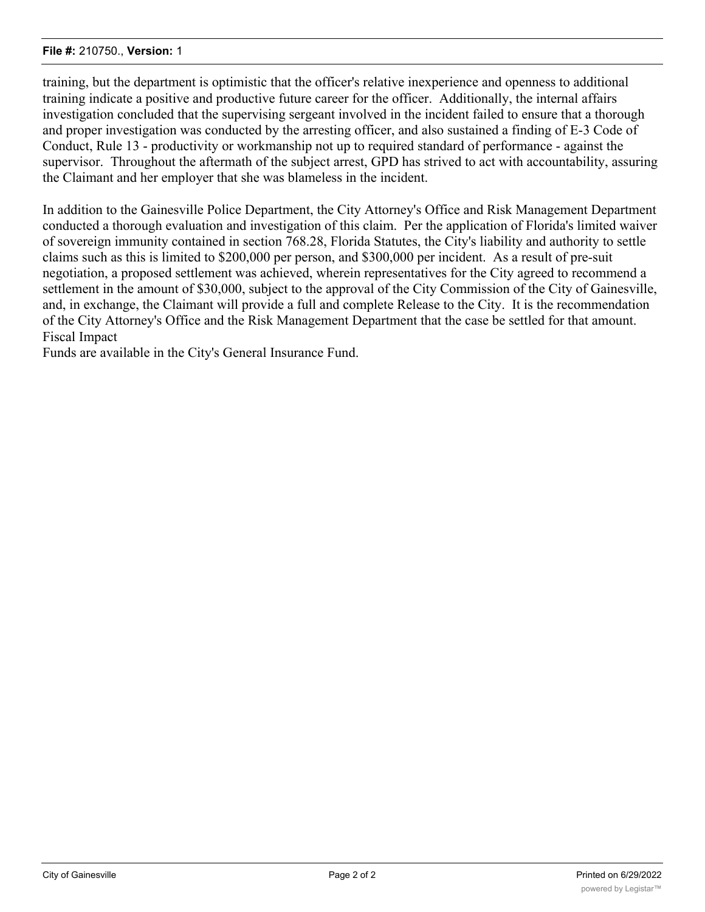training, but the department is optimistic that the officer's relative inexperience and openness to additional training indicate a positive and productive future career for the officer. Additionally, the internal affairs investigation concluded that the supervising sergeant involved in the incident failed to ensure that a thorough and proper investigation was conducted by the arresting officer, and also sustained a finding of E-3 Code of Conduct, Rule 13 - productivity or workmanship not up to required standard of performance - against the supervisor. Throughout the aftermath of the subject arrest, GPD has strived to act with accountability, assuring the Claimant and her employer that she was blameless in the incident.

In addition to the Gainesville Police Department, the City Attorney's Office and Risk Management Department conducted a thorough evaluation and investigation of this claim. Per the application of Florida's limited waiver of sovereign immunity contained in section 768.28, Florida Statutes, the City's liability and authority to settle claims such as this is limited to $200,000 per person, and $300,000 per incident. As a result of pre-suit negotiation, a proposed settlement was achieved, wherein representatives for the City agreed to recommend a settlement in the amount of $30,000, subject to the approval of the City Commission of the City of Gainesville, and, in exchange, the Claimant will provide a full and complete Release to the City. It is the recommendation of the City Attorney's Office and the Risk Management Department that the case be settled for that amount.

Fiscal Impact

Funds are available in the City's General Insurance Fund.